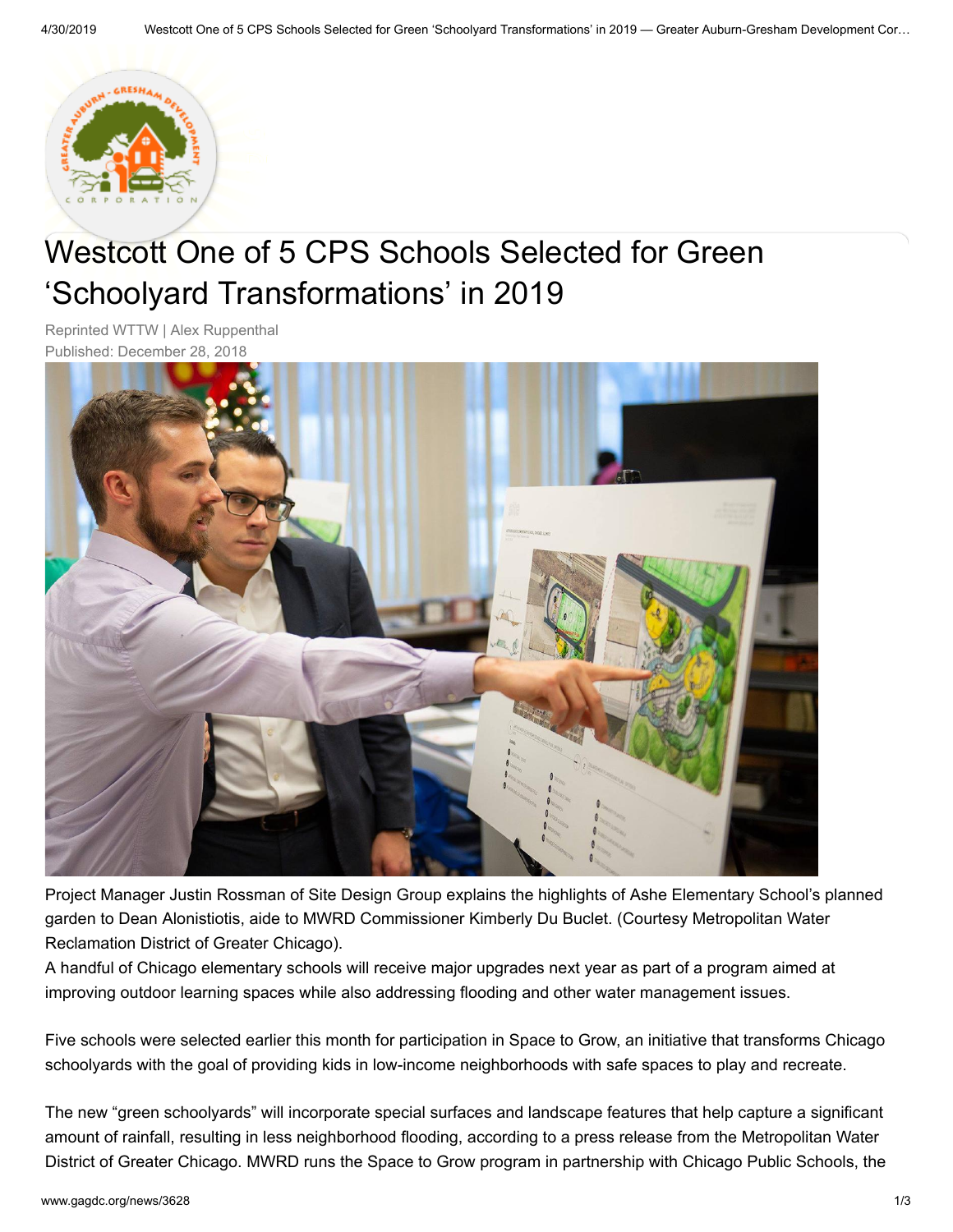# Westcott One of 5 CPS Schools Selected for Green 'Schoolyard Transformations' in 2019

Reprinted WTTW | Alex Ruppenthal

Published: December 28, 2018

Project Manager Justin Rossman of Site Design Group explains the highlights of Ashe Elementary School's planned garden to Dean Alonistiotis, aide to MWRD Commissioner Kimberly Du Buclet. (Courtesy Metropolitan Water Reclamation District of Greater Chicago).

A handful of Chicago elementary schools will receive major upgrades next year as part of a program aimed at improving outdoor learning spaces while also addressing flooding and other water management issues.

Five schools were selected earlier this month for participation in Space to Grow, an initiative that transforms Chicago schoolyards with the goal of providing kids in low-income neighborhoods with safe spaces to play and recreate.

The new "green schoolyards" will incorporate special surfaces and landscape features that help capture a significant amount of rainfall, resulting in less neighborhood flooding, according to a press release from the Metropolitan Water District of Greater Chicago. MWRD runs the Space to Grow program in partnership with Chicago Public Schools, the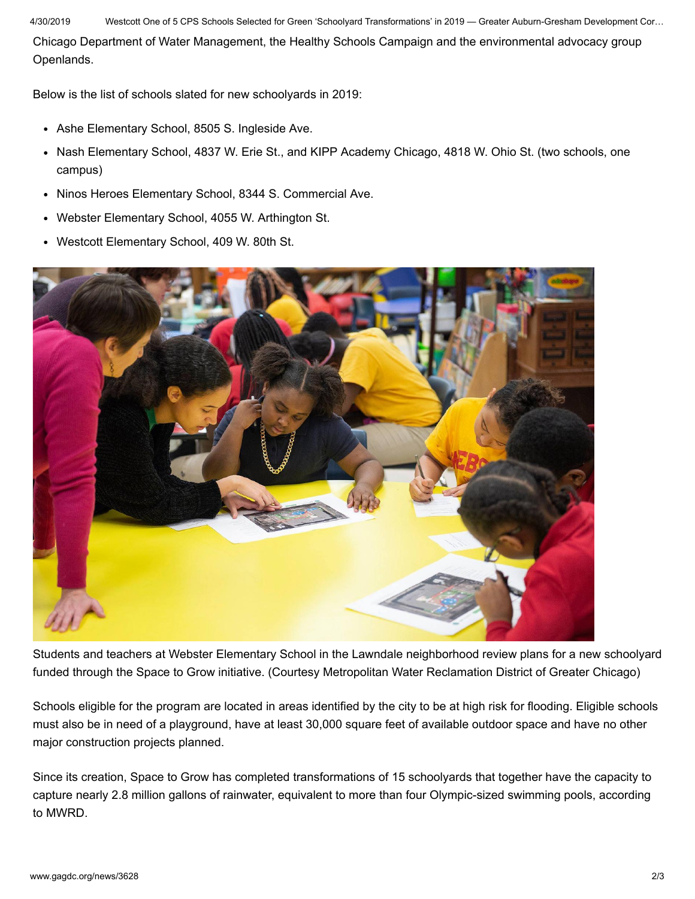Chicago Department of Water Management, the Healthy Schools Campaign and the environmental advocacy group Openlands.

Below is the list of schools slated for new schoolyards in 2019:

- Ashe Elementary School, 8505 S. Ingleside Ave.
- Nash Elementary School, 4837 W. Erie St., and KIPP Academy Chicago, 4818 W. Ohio St. (two schools, one campus)
- Ninos Heroes Elementary School, 8344 S. Commercial Ave.
- Webster Elementary School, 4055 W. Arthington St.
- Westcott Elementary School, 409 W. 80th St.

Students and teachers at Webster Elementary School in the Lawndale neighborhood review plans for a new schoolyard funded through the Space to Grow initiative. (Courtesy Metropolitan Water Reclamation District of Greater Chicago)

Schools eligible for the program are located in areas identified by the city to be at high risk for flooding. Eligible schools must also be in need of a playground, have at least 30,000 square feet of available outdoor space and have no other major construction projects planned.

Since its creation, Space to Grow has completed transformations of 15 schoolyards that together have the capacity to capture nearly 2.8 million gallons of rainwater, equivalent to more than four Olympic-sized swimming pools, according to MWRD.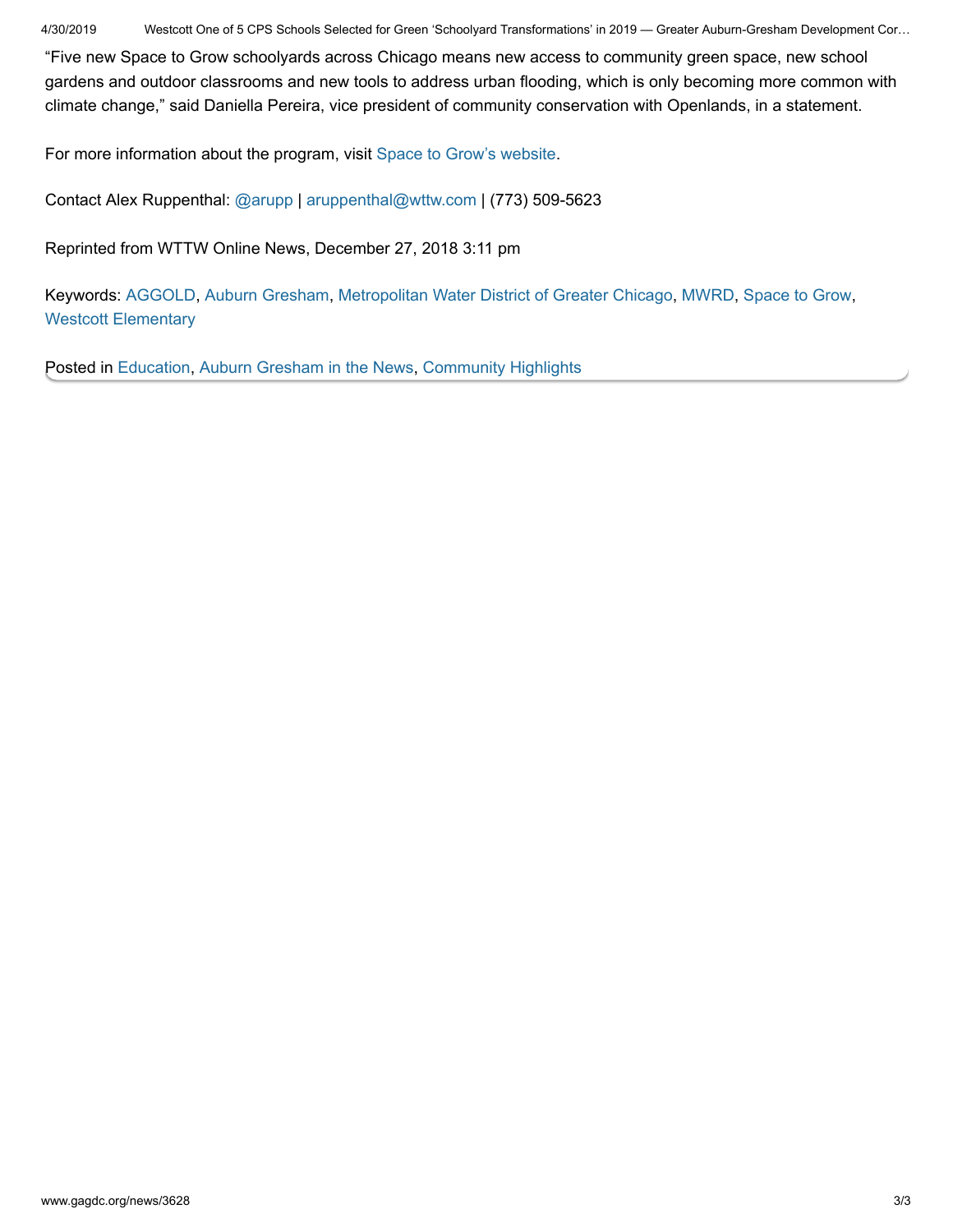"Five new Space to Grow schoolyards across Chicago means new access to community green space, new school gardens and outdoor classrooms and new tools to address urban flooding, which is only becoming more common with climate change," said Daniella Pereira, vice president of community conservation with Openlands, in a statement.

For more information about the program, visit Space to Grow's website.

Contact Alex Ruppenthal: @arupp | aruppenthal@wttw.com | (773) 509-5623

Reprinted from WTTW Online News, December 27, 2018 3:11 pm

Keywords: AGGOLD, Auburn Gresham, Metropolitan Water District of Greater Chicago, MWRD, Space to Grow, Westcott Elementary

Posted in Education, Auburn Gresham in the News, Community Highlights